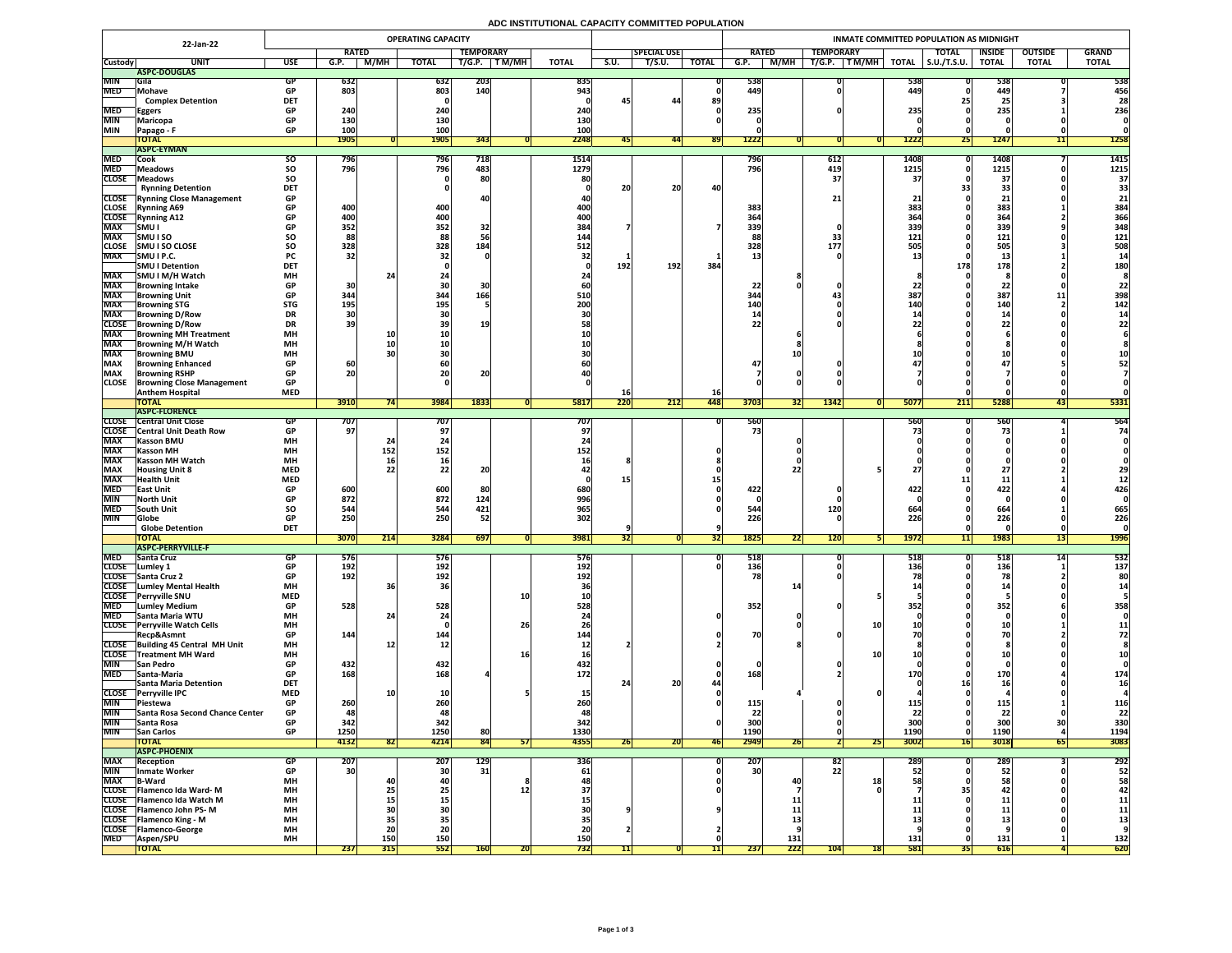# ADC INSTITUTIONAL CAPACITY COMMITTED POPULATION

| 22-Jan-22 | | | OPERATING CAPACITY | | | | | | | | | INMATE COMMITTED POPULATION AS MIDNIGHT | | | | | | | | |
|---|---|---|---|---|---|---|---|---|---|---|---|---|---|---|---|---|---|---|---|---|
| | | | RATED | | | TEMPORARY | | | | SPECIAL USE | | RATED | | TEMPORARY | | | TOTAL | INSIDE | OUTSIDE | GRAND |
| Custody | UNIT | USE | G.P. | M/MH | TOTAL | T/G.P. | T M/MH | TOTAL | S.U. | T/S.U. | TOTAL | G.P. | M/MH | T/G.P. | T M/MH | TOTAL | S.U./T.S.U. | TOTAL | TOTAL | TOTAL |
| | **ASPC-DOUGLAS** | | | | | | | | | | | | | | | | | | | |
| MIN | Gila | GP | 632 | | 632 | 203 | | 835 | | | 0 | 538 | | 0 | | 538 | 0 | 538 | 0 | 538 |
| MED | Mohave | GP | 803 | | 803 | 140 | | 943 | | | 0 | 449 | | 0 | | 449 | 0 | 449 | 7 | 456 |
| | Complex Detention | DET | | | 0 | | | 0 | 45 | 44 | 89 | | | | | | 25 | 25 | 3 | 28 |
| MED | Eggers | GP | 240 | | 240 | | | 240 | | | 0 | 235 | | 0 | | 235 | 0 | 235 | 1 | 236 |
| MIN | Maricopa | GP | 130 | | 130 | | | 130 | | | 0 | | | | | 0 | 0 | 0 | 0 | 0 |
| MIN | Papago - F | GP | 100 | | 100 | | | 100 | | | | 0 | | | | 0 | 0 | 0 | 0 | 0 |
| | **TOTAL** | | **1905** | **0** | **1905** | **343** | **0** | **2248** | **45** | **44** | **89** | **1222** | **0** | **0** | **0** | **1222** | **25** | **1247** | **11** | **1258** |
| | **ASPC-EYMAN** | | | | | | | | | | | | | | | | | | | |
| MED | Cook | SO | 796 | | 796 | 718 | | 1514 | | | | 796 | | 612 | | 1408 | 0 | 1408 | 7 | 1415 |
| MED | Meadows | SO | 796 | | 796 | 483 | | 1279 | | | | 796 | | 419 | | 1215 | 0 | 1215 | 0 | 1215 |
| CLOSE | Meadows | SO | | | 0 | 80 | | 80 | | | | | | 37 | | 37 | 0 | 37 | 0 | 37 |
| | Rynning Detention | DET | | | 0 | | | 0 | 20 | 20 | 40 | | | | | | 33 | 33 | 0 | 33 |
| CLOSE | Rynning Close Management | GP | | | | 40 | | 40 | | | | | | 21 | | 21 | 0 | 21 | 0 | 21 |
| CLOSE | Rynning A69 | GP | 400 | | 400 | | | 400 | | | | 383 | | | | 383 | 0 | 383 | 1 | 384 |
| CLOSE | Rynning A12 | GP | 400 | | 400 | | | 400 | | | | 364 | | | | 364 | 0 | 364 | 2 | 366 |
| MAX | SMU I | GP | 352 | | 352 | 32 | | 384 | 7 | | 7 | 339 | | 0 | | 339 | 0 | 339 | 9 | 348 |
| MAX | SMU I SO | SO | 88 | | 88 | 56 | | 144 | | | | 88 | | 33 | | 121 | 0 | 121 | 0 | 121 |
| CLOSE | SMU I SO CLOSE | SO | 328 | | 328 | 184 | | 512 | | | | 328 | | 177 | | 505 | 0 | 505 | 3 | 508 |
| MAX | SMU I P.C. | PC | 32 | | 32 | 0 | | 32 | 1 | | 1 | 13 | | 0 | | 13 | 0 | 13 | 1 | 14 |
| | SMU I Detention | DET | | | 0 | | | 0 | 192 | 192 | 384 | | | | | | 178 | 178 | 2 | 180 |
| MAX | SMU I M/H Watch | MH | | 24 | 24 | | | 24 | | | | | 8 | | | 8 | 0 | 8 | 0 | 8 |
| MAX | Browning Intake | GP | 30 | | 30 | 30 | | 60 | | | | 22 | 0 | 0 | | 22 | 0 | 22 | 0 | 22 |
| MAX | Browning Unit | GP | 344 | | 344 | 166 | | 510 | | | | 344 | | 43 | | 387 | 0 | 387 | 11 | 398 |
| MAX | Browning STG | STG | 195 | | 195 | 5 | | 200 | | | | 140 | | 0 | | 140 | 0 | 140 | 2 | 142 |
| MAX | Browning D/Row | DR | 30 | | 30 | | | 30 | | | | 14 | | 0 | | 14 | 0 | 14 | 0 | 14 |
| CLOSE | Browning D/Row | DR | 39 | | 39 | 19 | | 58 | | | | 22 | | 0 | | 22 | 0 | 22 | 0 | 22 |
| MAX | Browning MH Treatment | MH | | 10 | 10 | | | 10 | | | | | 6 | | | 6 | 0 | 6 | 0 | 6 |
| MAX | Browning M/H Watch | MH | | 10 | 10 | | | 10 | | | | | 8 | | | 8 | 0 | 8 | 0 | 8 |
| MAX | Browning BMU | MH | | 30 | 30 | | | 30 | | | | | 10 | | | 10 | 0 | 10 | 0 | 10 |
| MAX | Browning Enhanced | GP | 60 | | 60 | | | 60 | | | | 47 | | 0 | | 47 | 0 | 47 | 5 | 52 |
| MAX | Browning RSHP | GP | 20 | | 20 | 20 | | 40 | | | | 7 | 0 | 0 | | 7 | 0 | 7 | 0 | 7 |
| CLOSE | Browning Close Management | GP | | | 0 | | | 0 | | | | 0 | 0 | 0 | | 0 | 0 | 0 | 0 | 0 |
| | Anthem Hospital | MED | | | | | | | 16 | | 16 | | | | | | 0 | 0 | 0 | 0 |
| | **TOTAL** | | **3910** | **74** | **3984** | **1833** | **0** | **5817** | **220** | **212** | **448** | **3703** | **32** | **1342** | **0** | **5077** | **211** | **5288** | **43** | **5331** |
| | **ASPC-FLORENCE** | | | | | | | | | | | | | | | | | | | |
| CLOSE | Central Unit Close | GP | 707 | | 707 | | | 707 | | | 0 | 560 | | | | 560 | 0 | 560 | 4 | 564 |
| CLOSE | Central Unit Death Row | GP | 97 | | 97 | | | 97 | | | | 73 | | | | 73 | 0 | 73 | 1 | 74 |
| MAX | Kasson BMU | MH | | 24 | 24 | | | 24 | | | | | 0 | | | 0 | 0 | 0 | 0 | 0 |
| MAX | Kasson MH | MH | | 152 | 152 | | | 152 | | | 0 | | 0 | | | 0 | 0 | 0 | 0 | 0 |
| MAX | Kasson MH Watch | MH | | 16 | 16 | | | 16 | 8 | | 8 | | 0 | | | 0 | 0 | 0 | 0 | 0 |
| MAX | Housing Unit 8 | MED | | 22 | 22 | 20 | | 42 | | | 0 | | 22 | | 5 | 27 | 0 | 27 | 2 | 29 |
| MAX | Health Unit | MED | | | 0 | | | 0 | 15 | | 15 | | | | | | 11 | 11 | 1 | 12 |
| MED | East Unit | GP | 600 | | 600 | 80 | | 680 | | | 0 | 422 | | 0 | | 422 | 0 | 422 | 4 | 426 |
| MIN | North Unit | GP | 872 | | 872 | 124 | | 996 | | | 0 | 0 | | 0 | | 0 | 0 | 0 | 0 | 0 |
| MED | South Unit | SO | 544 | | 544 | 421 | | 965 | | | 0 | 544 | | 120 | | 664 | 0 | 664 | 1 | 665 |
| MIN | Globe | GP | 250 | | 250 | 52 | | 302 | | | | 226 | | 0 | | 226 | 0 | 226 | 0 | 226 |
| | Globe Detention | DET | | | | | | | 9 | | 9 | | | | | 0 | 0 | 0 | 0 | 0 |
| | **TOTAL** | | **3070** | **214** | **3284** | **697** | **0** | **3981** | **32** | **0** | **32** | **1825** | **22** | **120** | **5** | **1972** | **11** | **1983** | **13** | **1996** |
| | **ASPC-PERRYVILLE-F** | | | | | | | | | | | | | | | | | | | |
| MED | Santa Cruz | GP | 576 | | 576 | | | 576 | | | 0 | 518 | | 0 | | 518 | 0 | 518 | 14 | 532 |
| CLOSE | Lumley 1 | GP | 192 | | 192 | | | 192 | | | 0 | 136 | | 0 | | 136 | 0 | 136 | 1 | 137 |
| CLOSE | Santa Cruz 2 | GP | 192 | | 192 | | | 192 | | | | 78 | | 0 | | 78 | 0 | 78 | 2 | 80 |
| CLOSE | Lumley Mental Health | MH | | 36 | 36 | | | 36 | | | | | 14 | | | 14 | 0 | 14 | 0 | 14 |
| CLOSE | Perryville SNU | MED | | | | | 10 | 10 | | | | | | | 5 | 5 | 0 | 5 | 0 | 5 |
| MED | Lumley Medium | GP | 528 | | 528 | | | 528 | | | | 352 | | 0 | | 352 | 0 | 352 | 6 | 358 |
| MED | Santa Maria WTU | MH | | 24 | 24 | | | 24 | | | 0 | | 0 | | | 0 | 0 | 0 | 0 | 0 |
| CLOSE | Perryville Watch Cells | MH | | | 0 | | 26 | 26 | | | | | 0 | | 10 | 10 | 0 | 10 | 1 | 11 |
| | Recp&Asmnt | GP | 144 | | 144 | | | 144 | | | 0 | 70 | | 0 | | 70 | 0 | 70 | 2 | 72 |
| CLOSE | Building 45 Central MH Unit | MH | | 12 | 12 | | | 12 | 2 | | 2 | | 8 | | | 8 | 0 | 8 | 0 | 8 |
| CLOSE | Treatment MH Ward | MH | | | 0 | | 16 | 16 | | | | | | | 10 | 10 | 0 | 10 | 0 | 10 |
| MIN | San Pedro | GP | 432 | | 432 | | | 432 | | | 0 | 0 | | 0 | | 0 | 0 | 0 | 0 | 0 |
| MED | Santa-Maria | GP | 168 | | 168 | 4 | | 172 | | | 0 | 168 | | 2 | | 170 | 0 | 170 | 4 | 174 |
| | Santa Maria Detention | DET | | | | | | | 24 | 20 | 44 | | | | | 0 | 16 | 16 | 0 | 16 |
| CLOSE | Perryville IPC | MED | | 10 | 10 | | 5 | 15 | | | 0 | | 4 | | 0 | 4 | 0 | 4 | 0 | 4 |
| MIN | Piestewa | GP | 260 | | 260 | | | 260 | | | 0 | 115 | | 0 | | 115 | 0 | 115 | 1 | 116 |
| MIN | Santa Rosa Second Chance Center | GP | 48 | | 48 | | | 48 | | | | 22 | | 0 | | 22 | 0 | 22 | 0 | 22 |
| MIN | Santa Rosa | GP | 342 | | 342 | | | 342 | | | 0 | 300 | | 0 | | 300 | 0 | 300 | 30 | 330 |
| MIN | San Carlos | GP | 1250 | | 1250 | 80 | | 1330 | | | | 1190 | | 0 | | 1190 | 0 | 1190 | 4 | 1194 |
| | **TOTAL** | | **4132** | **82** | **4214** | **84** | **57** | **4355** | **26** | **20** | **46** | **2949** | **26** | **2** | **25** | **3002** | **16** | **3018** | **65** | **3083** |
| | **ASPC-PHOENIX** | | | | | | | | | | | | | | | | | | | |
| MAX | Reception | GP | 207 | | 207 | 129 | | 336 | | | 0 | 207 | | 82 | | 289 | 0 | 289 | 3 | 292 |
| MIN | Inmate Worker | GP | 30 | | 30 | 31 | | 61 | | | 0 | 30 | | 22 | | 52 | 0 | 52 | 0 | 52 |
| MAX | B-Ward | MH | | 40 | 40 | | 8 | 48 | | | 0 | | 40 | | 18 | 58 | 0 | 58 | 0 | 58 |
| CLOSE | Flamenco Ida Ward- M | MH | | 25 | 25 | | 12 | 37 | | | 0 | | 7 | | 0 | 7 | 35 | 42 | 0 | 42 |
| CLOSE | Flamenco Ida Watch M | MH | | 15 | 15 | | | 15 | | | | | 11 | | | 11 | 0 | 11 | 0 | 11 |
| CLOSE | Flamenco John PS- M | MH | | 30 | 30 | | | 30 | 9 | | 9 | | 11 | | | 11 | 0 | 11 | 0 | 11 |
| CLOSE | Flamenco King - M | MH | | 35 | 35 | | | 35 | | | | | 13 | | | 13 | 0 | 13 | 0 | 13 |
| CLOSE | Flamenco-George | MH | | 20 | 20 | | | 20 | 2 | | 2 | | 9 | | | 9 | 0 | 9 | 0 | 9 |
| MED | Aspen/SPU | MH | | 150 | 150 | | | 150 | | | 0 | | 131 | | | 131 | 0 | 131 | 1 | 132 |
| | **TOTAL** | | **237** | **315** | **552** | **160** | **20** | **732** | **11** | **0** | **11** | **237** | **222** | **104** | **18** | **581** | **35** | **616** | **4** | **620** |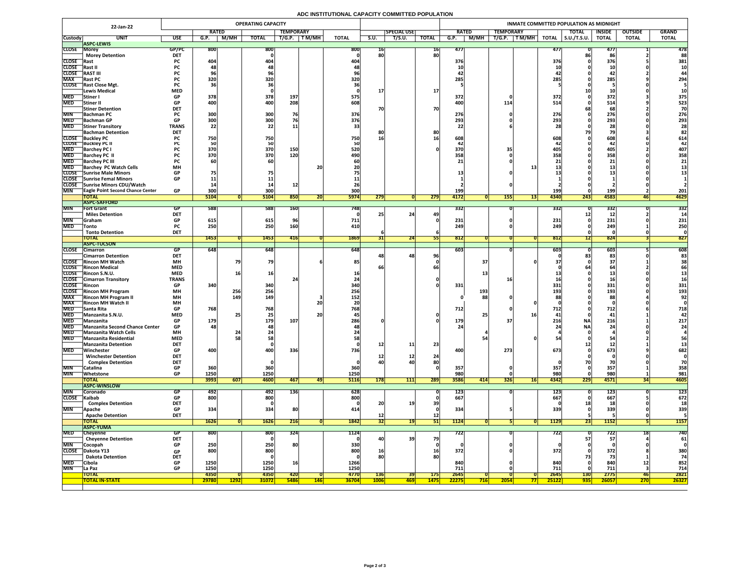# ADC INSTITUTIONAL CAPACITY COMMITTED POPULATION

| 22-Jan-22 | | | OPERATING CAPACITY | | | | | | | | | | INMATE COMMITTED POPULATION AS MIDNIGHT | | | | | | | | | |
|---|---|---|---|---|---|---|---|---|---|---|---|---|---|---|---|---|---|---|---|---|---|
| | | | RATED | | | TEMPORARY | | | | SPECIAL USE | | | RATED | | TEMPORARY | | | TOTAL | INSIDE | OUTSIDE | GRAND |
| Custody | UNIT | USE | G.P. | M/MH | TOTAL | T/G.P. | T M/MH | TOTAL | S.U. | T/S.U. | TOTAL | G.P. | M/MH | T/G.P. | T M/MH | TOTAL | S.U./T.S.U. | TOTAL | TOTAL | TOTAL |
| | **ASPC-LEWIS** | | | | | | | | | | | | | | | | | | | |
| CLOSE | Morey | GP/PC | 800 | | 800 | | | 800 | 16 | | 16 | 477 | | | | 477 | 0 | 477 | 1 | 478 |
| | Morey Detention | DET | | | 0 | | | 0 | 80 | | 80 | | | | | | 86 | 86 | 2 | 88 |
| CLOSE | Rast | PC | 404 | | 404 | | | 404 | | | | 376 | | | | 376 | 0 | 376 | 5 | 381 |
| CLOSE | Rast II | PC | 48 | | 48 | | | 48 | | | | 10 | | | | 10 | 0 | 10 | 0 | 10 |
| CLOSE | RAST III | PC | 96 | | 96 | | | 96 | | | | 42 | | | | 42 | 0 | 42 | 2 | 44 |
| MAX | Rast PC | PC | 320 | | 320 | | | 320 | | | | 285 | | | | 285 | 0 | 285 | 9 | 294 |
| CLOSE | Rast Close Mgt. | PC | 36 | | 36 | | | 36 | | | | 5 | | | | 5 | 0 | 5 | 0 | 5 |
| | Lewis Medical | MED | | | 0 | | | 0 | 17 | | 17 | | | | | | 10 | 10 | 0 | 10 |
| MED | Stiner I | GP | 378 | | 378 | 197 | | 575 | | | | 372 | | 0 | | 372 | 0 | 372 | 3 | 375 |
| MED | Stiner II | GP | 400 | | 400 | 208 | | 608 | | | | 400 | | 114 | | 514 | 0 | 514 | 9 | 523 |
| | Stiner Detention | DET | | | | | | | 70 | | 70 | | | | | | 68 | 68 | 2 | 70 |
| MIN | Bachman PC | PC | 300 | | 300 | 76 | | 376 | | | | 276 | | 0 | | 276 | 0 | 276 | 0 | 276 |
| MED | Bachman GP | GP | 300 | | 300 | 76 | | 376 | | | | 293 | | 0 | | 293 | 0 | 293 | 0 | 293 |
| MED | Stiner Transitory | TRANS | 22 | | 22 | 11 | | 33 | | | | 22 | | 6 | | 28 | 0 | 28 | 0 | 28 |
| | Bachman Detention | DET | | | | | | | 80 | | 80 | | | | | | 79 | 79 | 3 | 82 |
| CLOSE | Buckley PC | PC | 750 | | 750 | | | 750 | 16 | | 16 | 608 | | | | 608 | 0 | 608 | 6 | 614 |
| CLOSE | Buckley PC II | PC | 50 | | 50 | | | 50 | | | | 42 | | | | 42 | 0 | 42 | 0 | 42 |
| MED | Barchey PC I | PC | 370 | | 370 | 150 | | 520 | | | 0 | 370 | | 35 | | 405 | 0 | 405 | 2 | 407 |
| MED | Barchey PC II | PC | 370 | | 370 | 120 | | 490 | | | | 358 | | 0 | | 358 | 0 | 358 | 0 | 358 |
| MED | Barchey PC III | PC | 60 | | 60 | | | 60 | | | | 21 | | 0 | | 21 | 0 | 21 | 0 | 21 |
| MED | Barchey PC Watch Cells | MH | | | | | 20 | 20 | | | | | | | 13 | 13 | 0 | 13 | 0 | 13 |
| CLOSE | Sunrise Male Minors | GP | 75 | | 75 | | | 75 | | | | 13 | | 0 | | 13 | 0 | 13 | 0 | 13 |
| CLOSE | Sunrise Femal Minors | GP | 11 | | 11 | | | 11 | | | | 1 | | | | 1 | 0 | 1 | 0 | 1 |
| CLOSE | Sunrise Minors CDU/Watch | | 14 | | 14 | 12 | | 26 | | | | 2 | | 0 | | 2 | 0 | 2 | 0 | 2 |
| MIN | Eagle Point Second Chance Center | GP | 300 | | 300 | | | 300 | | | | 199 | | | | 199 | 0 | 199 | 2 | 201 |
| | **TOTAL** | | 5104 | 0 | 5104 | 850 | 20 | 5974 | 279 | 0 | 279 | 4172 | 0 | 155 | 13 | 4340 | 243 | 4583 | 46 | 4629 |
| | **ASPC-SAFFORD** | | | | | | | | | | | | | | | | | | | |
| MIN | Fort Grant | GP | 588 | | 588 | 160 | | 748 | | | | 332 | | 0 | | 332 | 0 | 332 | 0 | 332 |
| | Miles Detention | DET | | | | | | 0 | 25 | 24 | 49 | | | | | | 12 | 12 | 2 | 14 |
| MIN | Graham | GP | 615 | | 615 | 96 | | 711 | | | 0 | 231 | | 0 | | 231 | 0 | 231 | 0 | 231 |
| MED | Tonto | PC | 250 | | 250 | 160 | | 410 | | | | 249 | | 0 | | 249 | 0 | 249 | 1 | 250 |
| | Tonto Detention | DET | | | | | | | 6 | | 6 | | | | | | 0 | 0 | 0 | 0 |
| | **TOTAL** | | 1453 | 0 | 1453 | 416 | 0 | 1869 | 31 | 24 | 55 | 812 | 0 | 0 | 0 | 812 | 12 | 824 | 3 | 827 |
| | **ASPC-TUCSON** | | | | | | | | | | | | | | | | | | | |
| CLOSE | Cimarron | GP | 648 | | 648 | | | 648 | | | | 603 | | 0 | | 603 | 0 | 603 | 5 | 608 |
| | Cimarron Detention | DET | | | | | | | 48 | 48 | 96 | | | | | 0 | 83 | 83 | 0 | 83 |
| CLOSE | Rincon MH Watch | MH | | 79 | 79 | | 6 | 85 | | | 0 | | 37 | | 0 | 37 | 0 | 37 | 1 | 38 |
| CLOSE | Rincon Medical | MED | | | | | | | 66 | | 66 | | | | | 0 | 64 | 64 | 2 | 66 |
| CLOSE | Rincon S.N.U. | MED | | 16 | 16 | | | 16 | | | | | 13 | | | 13 | 0 | 13 | 0 | 13 |
| CLOSE | Cimarron Transitory | TRANS | | | | 24 | | 24 | | | 0 | | | 16 | | 16 | 0 | 16 | 0 | 16 |
| CLOSE | Rincon | GP | 340 | | 340 | | | 340 | | | 0 | 331 | | | | 331 | 0 | 331 | 0 | 331 |
| CLOSE | Rincon MH Program | MH | | 256 | 256 | | | 256 | | | | | 193 | | | 193 | 0 | 193 | 0 | 193 |
| MAX | Rincon MH Program II | MH | | 149 | 149 | | 3 | 152 | | | | 0 | 88 | 0 | | 88 | 0 | 88 | 4 | 92 |
| MAX | Rincon MH Watch II | MH | | | | | 20 | 20 | | | | | | | 0 | 0 | 0 | 0 | 0 | 0 |
| MED | Santa Rita | GP | 768 | | 768 | | | 768 | | | | 712 | | 0 | | 712 | 0 | 712 | 6 | 718 |
| MED | Manzanita S.N.U. | MED | | 25 | 25 | | 20 | 45 | | | 0 | | 25 | | 16 | 41 | 0 | 41 | 1 | 42 |
| MED | Manzanita | GP | 179 | | 179 | 107 | | 286 | 0 | | 0 | 179 | | 37 | | 216 | NA | 216 | 1 | 217 |
| MED | Manzanita Second Chance Center | GP | 48 | | 48 | | | 48 | | | | 24 | | | | 24 | NA | 24 | 0 | 24 |
| MED | Manzanita Watch Cells | MH | | 24 | 24 | | | 24 | | | | | 4 | | | 4 | 0 | 4 | 0 | 4 |
| MED | Manzanita Residential | MED | | 58 | 58 | | | 58 | | | | | 54 | | 0 | 54 | 0 | 54 | 2 | 56 |
| | Manzanita Detention | DET | | | 0 | | | 0 | 12 | 11 | 23 | | | | | | 12 | 12 | 1 | 13 |
| MED | Winchester | GP | 400 | | 400 | 336 | | 736 | | | | 400 | | 273 | | 673 | 0 | 673 | 9 | 682 |
| | Winchester Detention | DET | | | | | | | 12 | 12 | 24 | | | | | | 0 | 0 | 0 | 0 |
| | Complex Detention | DET | | | 0 | | | 0 | 40 | 40 | 80 | | | | | 0 | 70 | 70 | 0 | 70 |
| MIN | Catalina | GP | 360 | | 360 | | | 360 | | | 0 | 357 | | 0 | | 357 | 0 | 357 | 1 | 358 |
| MIN | Whetstone | GP | 1250 | | 1250 | | | 1250 | | | | 980 | | 0 | | 980 | 0 | 980 | 1 | 981 |
| | **TOTAL** | | 3993 | 607 | 4600 | 467 | 49 | 5116 | 178 | 111 | 289 | 3586 | 414 | 326 | 16 | 4342 | 229 | 4571 | 34 | 4605 |
| | **ASPC-WINSLOW** | | | | | | | | | | | | | | | | | | | |
| MIN | Coronado | GP | 492 | | 492 | 136 | | 628 | | | 0 | 123 | | 0 | | 123 | 0 | 123 | 0 | 123 |
| CLOSE | Kaibab | GP | 800 | | 800 | | | 800 | | | 0 | 667 | | | | 667 | 0 | 667 | 5 | 672 |
| | Complex Detention | DET | | | 0 | | | 0 | 20 | 19 | 39 | | | | | 0 | 18 | 18 | 0 | 18 |
| MIN | Apache | GP | 334 | | 334 | 80 | | 414 | | | 0 | 334 | | 5 | | 339 | 0 | 339 | 0 | 339 |
| | Apache Detention | DET | | | | | | | 12 | | 12 | | | | | | 5 | 5 | 0 | 5 |
| | **TOTAL** | | 1626 | 0 | 1626 | 216 | 0 | 1842 | 32 | 19 | 51 | 1124 | 0 | 5 | 0 | 1129 | 23 | 1152 | 5 | 1157 |
| | **ASPC-YUMA** | | | | | | | | | | | | | | | | | | | |
| MED | Cheyenne | GP | 800 | | 800 | 324 | | 1124 | | | | 722 | | 0 | | 722 | 0 | 722 | 18 | 740 |
| | Cheyenne Detention | DET | | | 0 | | | 0 | 40 | 39 | 79 | | | | | | 57 | 57 | 4 | 61 |
| MIN | Cocopah | GP | 250 | | 250 | 80 | | 330 | | | 0 | 0 | | 0 | | 0 | 0 | 0 | 0 | 0 |
| CLOSE | Dakota Y13 | GP | 800 | | 800 | | | 800 | 16 | | 16 | 372 | | 0 | | 372 | 0 | 372 | 8 | 380 |
| | Dakota Detention | DET | | | 0 | | | 0 | 80 | | 80 | | | | | | 73 | 73 | 1 | 74 |
| MED | Cibola | GP | 1250 | | 1250 | 16 | | 1266 | | | | 840 | | 0 | | 840 | 0 | 840 | 12 | 852 |
| MIN | La Paz | GP | 1250 | | 1250 | | | 1250 | | | | 711 | | 0 | | 711 | 0 | 711 | 3 | 714 |
| | **TOTAL** | | 4350 | 0 | 4350 | 420 | 0 | 4770 | 136 | 39 | 175 | 2645 | 0 | 0 | 0 | 2645 | 130 | 2775 | 46 | 2821 |
| | **TOTAL IN-STATE** | | 29780 | 1292 | 31072 | 5486 | 146 | 36704 | 1006 | 469 | 1475 | 22275 | 716 | 2054 | 77 | 25122 | 935 | 26057 | 270 | 26327 |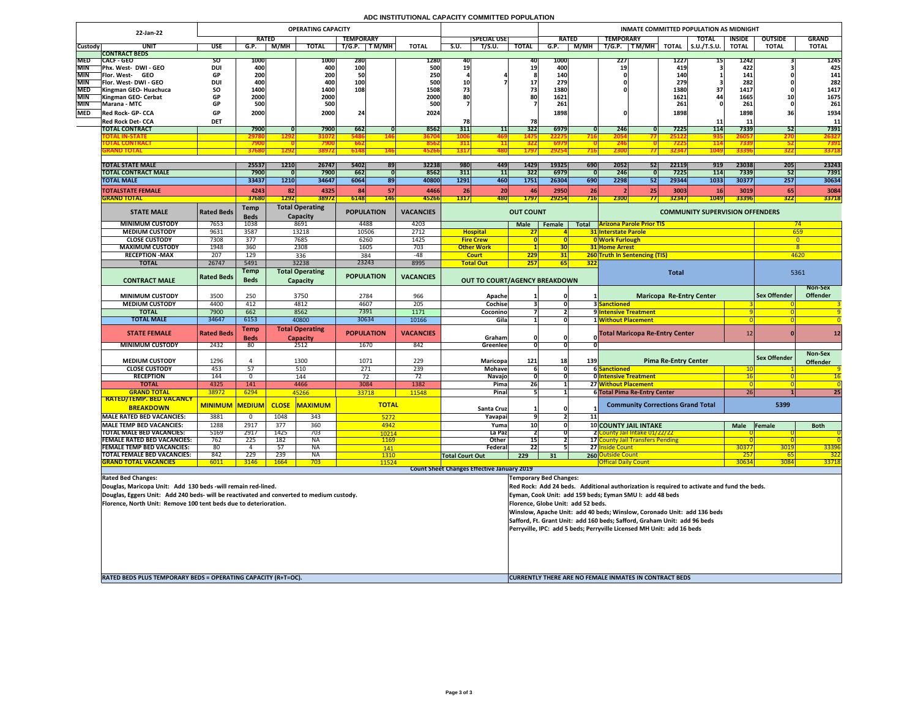# ADC INSTITUTIONAL CAPACITY COMMITTED POPULATION

## Operating Capacity / Inmate Committed Population as Midnight (22-Jan-22)

| Custody | UNIT | USE | Rated G.P. | Rated M/MH | Rated TOTAL | Temporary T/G.P. | Temporary T M/MH | TOTAL | Special Use S.U. | Special Use T/S.U. | Special Use TOTAL | Rated G.P. | Rated M/MH | Temporary T/G.P. | Temporary T M/MH | TOTAL | TOTAL S.U./T.S.U. | INSIDE TOTAL | OUTSIDE TOTAL | GRAND TOTAL |
|---|---|---|---|---|---|---|---|---|---|---|---|---|---|---|---|---|---|---|---|---|
| | **CONTRACT BEDS** | | | | | | | | | | | | | | | | | | | |
| MED | CACF - GEO | SO | 1000 | | 1000 | 280 | | 1280 | 40 | | 40 | 1000 | | 227 | | 1227 | 15 | 1242 | 3 | 1245 |
| MIN | Phx. West- DWI - GEO | DUI | 400 | | 400 | 100 | | 500 | 19 | | 19 | 400 | | 19 | | 419 | 3 | 422 | 3 | 425 |
| MIN | Flor. West- GEO | GP | 200 | | 200 | 50 | | 250 | 4 | 4 | 8 | 140 | | 0 | | 140 | 1 | 141 | 0 | 141 |
| MIN | Flor. West- DWI - GEO | DUI | 400 | | 400 | 100 | | 500 | 10 | 7 | 17 | 279 | | 0 | | 279 | 3 | 282 | 0 | 282 |
| MED | Kingman GEO- Huachuca | SO | 1400 | | 1400 | 108 | | 1508 | 73 | | 73 | 1380 | | 0 | | 1380 | 37 | 1417 | 0 | 1417 |
| MIN | Kingman GEO- Cerbat | GP | 2000 | | 2000 | | | 2000 | 80 | | 80 | 1621 | | | | 1621 | 44 | 1665 | 10 | 1675 |
| MIN | Marana - MTC | GP | 500 | | 500 | | | 500 | 7 | | 7 | 261 | | | | 261 | 0 | 261 | 0 | 261 |
| MED | Red Rock- GP- CCA | GP | 2000 | | 2000 | 24 | | 2024 | | | | 1898 | | 0 | | 1898 | | 1898 | 36 | 1934 |
| | Red Rock Det- CCA | DET | | | | | | | 78 | | 78 | | | | | | 11 | 11 | | 11 |
| | **TOTAL CONTRACT** | | 7900 | 0 | 7900 | 662 | 0 | 8562 | 311 | 11 | 322 | 6979 | 0 | 246 | 0 | 7225 | 114 | 7339 | 52 | 7391 |
| | **TOTAL IN-STATE** | | 29780 | 1292 | 31072 | 5486 | 146 | 36704 | 1006 | 469 | 1475 | 22275 | 716 | 2054 | 77 | 25122 | 935 | 26057 | 270 | 26327 |
| | **TOTAL CONTRACT** | | 7900 | 0 | 7900 | 662 | | 8562 | 311 | 11 | 322 | 6979 | 0 | 246 | 0 | 7225 | 114 | 7339 | 52 | 7391 |
| | **GRAND TOTAL** | | 37680 | 1292 | 38972 | 6148 | 146 | 45266 | 1317 | 480 | 1797 | 29254 | 716 | 2300 | 77 | 32347 | 1049 | 33396 | 322 | 33718 |
| | **TOTAL STATE MALE** | | 25537 | 1210 | 26747 | 5402 | 89 | 32238 | 980 | 449 | 1429 | 19325 | 690 | 2052 | 52 | 22119 | 919 | 23038 | 205 | 23243 |
| | **TOTAL CONTRACT MALE** | | 7900 | 0 | 7900 | 662 | 0 | 8562 | 311 | 11 | 322 | 6979 | 0 | 246 | 0 | 7225 | 114 | 7339 | 52 | 7391 |
| | **TOTAL MALE** | | 33437 | 1210 | 34647 | 6064 | 89 | 40800 | 1291 | 460 | 1751 | 26304 | 690 | 2298 | 52 | 29344 | 1033 | 30377 | 257 | 30634 |
| | **TOTALSTATE FEMALE** | | 4243 | 82 | 4325 | 84 | 57 | 4466 | 26 | 20 | 46 | 2950 | 26 | 2 | 25 | 3003 | 16 | 3019 | 65 | 3084 |
| | **GRAND TOTAL** | | 37680 | 1292 | 38972 | 6148 | 146 | 45266 | 1317 | 480 | 1797 | 29254 | 716 | 2300 | 77 | 32347 | 1049 | 33396 | 322 | 33718 |

## State Male

| STATE MALE | Rated Beds | Temp Beds | Total Operating Capacity | POPULATION | VACANCIES |
|---|---|---|---|---|---|
| MINIMUM CUSTODY | 7653 | 1038 | 8691 | 4488 | 4203 |
| MEDIUM CUSTODY | 9631 | 3587 | 13218 | 10506 | 2712 |
| CLOSE CUSTODY | 7308 | 377 | 7685 | 6260 | 1425 |
| MAXIMUM CUSTODY | 1948 | 360 | 2308 | 1605 | 703 |
| RECEPTION -MAX | 207 | 129 | 336 | 384 | -48 |
| TOTAL | 26747 | 5491 | 32238 | 23243 | 8995 |

## Contract Male

| CONTRACT MALE | Rated Beds | Temp Beds | Total Operating Capacity | POPULATION | VACANCIES |
|---|---|---|---|---|---|
| MINIMUM CUSTODY | 3500 | 250 | 3750 | 2784 | 966 |
| MEDIUM CUSTODY | 4400 | 412 | 4812 | 4607 | 205 |
| TOTAL | 7900 | 662 | 8562 | 7391 | 1171 |
| TOTAL MALE | 34647 | 6153 | 40800 | 30634 | 10166 |

## State Female

| STATE FEMALE | Rated Beds | Temp Beds | Total Operating Capacity | POPULATION | VACANCIES |
|---|---|---|---|---|---|
| MINIMUM CUSTODY | 2432 | 80 | 2512 | 1670 | 842 |
| MEDIUM CUSTODY | 1296 | 4 | 1300 | 1071 | 229 |
| CLOSE CUSTODY | 453 | 57 | 510 | 271 | 239 |
| RECEPTION | 144 | 0 | 144 | 72 | 72 |
| TOTAL | 4325 | 141 | 4466 | 3084 | 1382 |
| GRAND TOTAL | 38972 | 6294 | 45266 | 33718 | 11548 |

## Rated/Temp. Bed Vacancy Breakdown

| RATED/TEMP. BED VACANCY BREAKDOWN | MINIMUM | MEDIUM | CLOSE | MAXIMUM | TOTAL |
|---|---|---|---|---|---|
| MALE RATED BED VACANCIES: | 3881 | 0 | 1048 | 343 | 5272 |
| MALE TEMP BED VACANCIES: | 1288 | 2917 | 377 | 360 | 4942 |
| TOTAL MALE BED VACANCIES: | 5169 | 2917 | 1425 | 703 | 10214 |
| FEMALE RATED BED VACANCIES: | 762 | 225 | 182 | NA | 1169 |
| FEMALE TEMP BED VACANCIES: | 80 | 4 | 57 | NA | 141 |
| TOTAL FEMALE BED VACANCIES: | 842 | 229 | 239 | NA | 1310 |
| GRAND TOTAL VACANCIES | 6011 | 3146 | 1664 | 703 | 11524 |

## Out Count

| OUT COUNT | Male | Female | Total |
|---|---|---|---|
| Hospital | 27 | 4 | 31 |
| Fire Crew | 0 | 0 | 0 |
| Other Work | 1 | 30 | 31 |
| Court | 229 | 31 | 260 |
| Total Out | 257 | 65 | 322 |

## Out to Court/Agency Breakdown

| OUT TO COURT/AGENCY BREAKDOWN | Male | Female | Total |
|---|---|---|---|
| Apache | 1 | 0 | 1 |
| Cochise | 3 | 0 | 3 |
| Coconino | 7 | 2 | 9 |
| Gila | 1 | 0 | 1 |
| Graham | 0 | 0 | 0 |
| Greenlee | 0 | 0 | 0 |
| Maricopa | 121 | 18 | 139 |
| Mohave | 6 | 0 | 6 |
| Navajo | 0 | 0 | 0 |
| Pima | 26 | 1 | 27 |
| Pinal | 5 | 1 | 6 |
| Santa Cruz | 1 | 0 | 1 |
| Yavapai | 9 | 2 | 11 |
| Yuma | 10 | 0 | 10 |
| La Paz | 2 | 0 | 2 |
| Other | 15 | 2 | 17 |
| Federal | 22 | 5 | 27 |
| Total Court Out | 229 | 31 | 260 |

Count Sheet Changes Effective January 2019

## Community Supervision Offenders

| COMMUNITY SUPERVISION OFFENDERS | |
|---|---|
| Arizona Parole Prior TIS | 74 |
| Interstate Parole | 659 |
| Work Furlough | 0 |
| Home Arrest | 8 |
| Truth In Sentencing (TIS) | 4620 |
| Total | 5361 |

| Maricopa Re-Entry Center | | Sex Offender | Non-Sex Offender |
|---|---|---|---|
| Sanctioned | 3 | 0 | 3 |
| Intensive Treatment | 9 | 0 | 9 |
| Without Placement | 0 | 0 | 0 |
| Total Maricopa Re-Entry Center | 12 | 0 | 12 |

| Pima Re-Entry Center | | Sex Offender | Non-Sex Offender |
|---|---|---|---|
| Sanctioned | 10 | 1 | 9 |
| Intensive Treatment | 16 | 0 | 16 |
| Without Placement | 0 | 0 | 0 |
| Total Pima Re-Entry Center | 26 | 1 | 25 |

| Community Corrections Grand Total | 5399 |
|---|---|

## County Jail Intake

| COUNTY JAIL INTAKE | Male | Female | Both |
|---|---|---|---|
| County Jail Intake 01/22/22 | 0 | 0 | 0 |
| County Jail Transfers Pending | 0 | 0 | 0 |
| Inside Count | 30377 | 3019 | 33396 |
| Outside Count | 257 | 65 | 322 |
| Offical Daily Count | 30634 | 3084 | 33718 |

**Rated Bed Changes:**

Douglas, Maricopa Unit: Add 130 beds -will remain red-lined.

Douglas, Eggers Unit: Add 240 beds- will be reactivated and converted to medium custody.

Florence, North Unit: Remove 100 tent beds due to deterioration.

**Temporary Bed Changes:**

Red Rock: Add 24 beds. Additional authorization is required to activate and fund the beds.

Eyman, Cook Unit: add 159 beds; Eyman SMU I: add 48 beds

Florence, Globe Unit: add 52 beds.

Winslow, Apache Unit: add 40 beds; Winslow, Coronado Unit: add 136 beds

Safford, Ft. Grant Unit: add 160 beds; Safford, Graham Unit: add 96 beds

Perryville, IPC: add 5 beds; Perryville Licensed MH Unit: add 16 beds

RATED BEDS PLUS TEMPORARY BEDS = OPERATING CAPACITY (R+T=OC).

CURRENTLY THERE ARE NO FEMALE INMATES IN CONTRACT BEDS